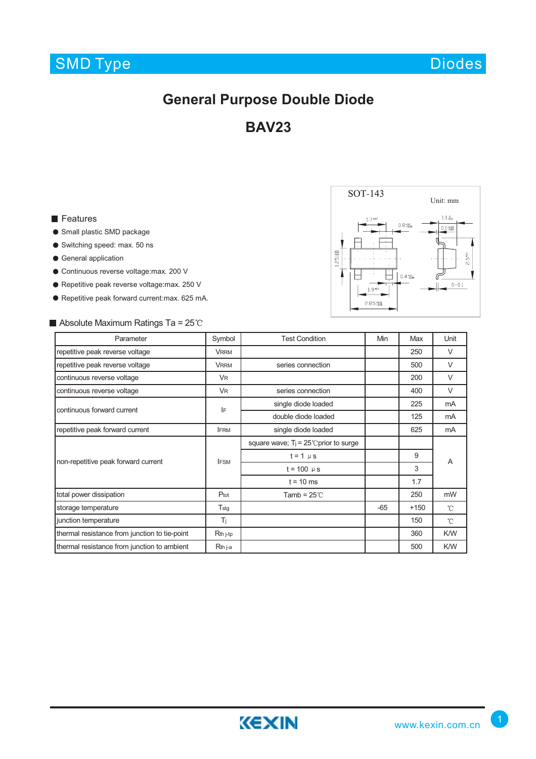SMD Type — Diodes

# General Purpose Double Diode

# BAV23

SOT-143

Unit: mm

## Features

- Small plastic SMD package
- Switching speed: max. 50 ns
- General application
- Continuous reverse voltage:max. 200 V
- Repetitive peak reverse voltage:max. 250 V
- Repetitive peak forward current:max. 625 mA.

## Absolute Maximum Ratings Ta = 25℃

| Parameter | Symbol | Test Condition | Min | Max | Unit |
|---|---|---|---|---|---|
| repetitive peak reverse voltage | $V_{RRM}$ | | | 250 | V |
| repetitive peak reverse voltage | $V_{RRM}$ | series connection | | 500 | V |
| continuous reverse voltage | $V_R$ | | | 200 | V |
| continuous reverse voltage | $V_R$ | series connection | | 400 | V |
| continuous forward current | $I_F$ | single diode loaded | | 225 | mA |
| | | double diode loaded | | 125 | mA |
| repetitive peak forward current | $I_{FRM}$ | single diode loaded | | 625 | mA |
| non-repetitive peak forward current | $I_{FSM}$ | square wave; $T_j$ = 25℃prior to surge | | | A |
| | | t = 1 μs | | 9 | |
| | | t = 100 μs | | 3 | |
| | | t = 10 ms | | 1.7 | |
| total power dissipation | $P_{tot}$ | Tamb = 25℃ | | 250 | mW |
| storage temperature | $T_{stg}$ | | -65 | +150 | ℃ |
| junction temperature | $T_j$ | | | 150 | ℃ |
| thermal resistance from junction to tie-point | $R_{th\ j\text{-}tp}$ | | | 360 | K/W |
| thermal resistance from junction to ambient | $R_{th\ j\text{-}a}$ | | | 500 | K/W |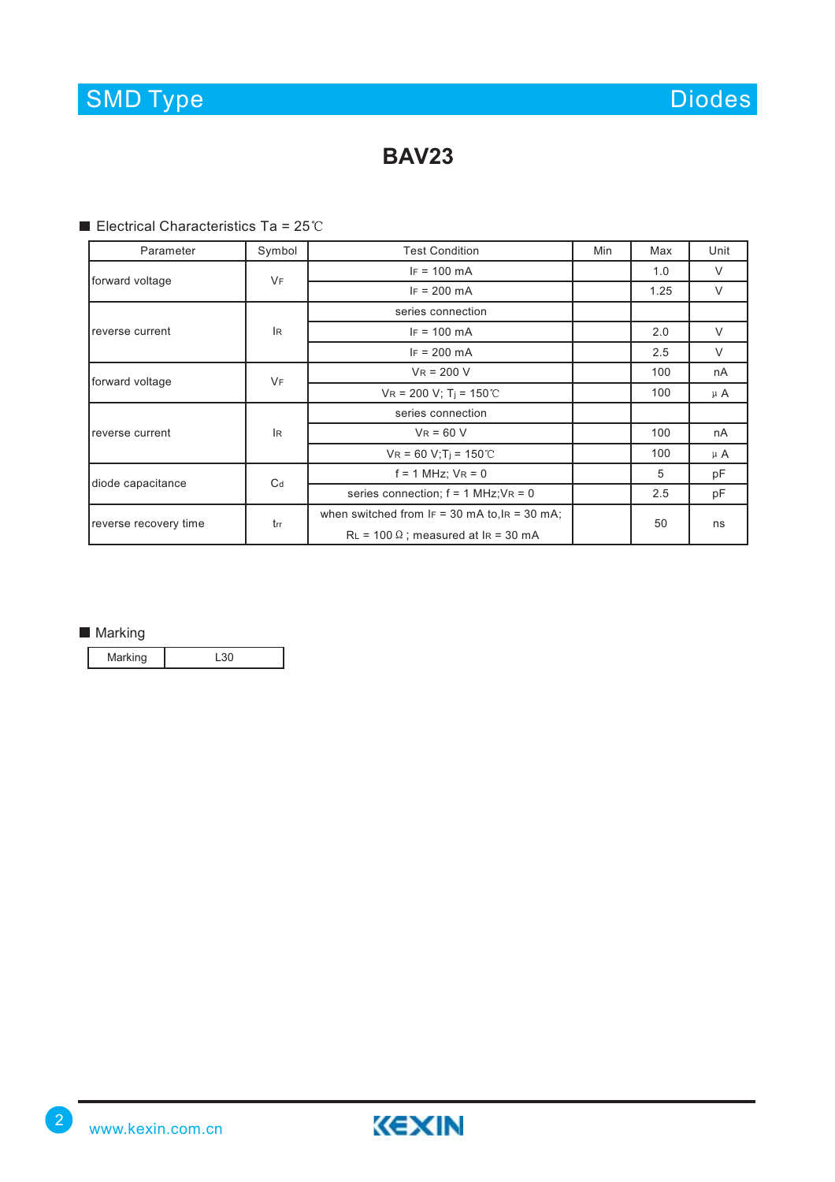## SMD Type Diodes

# BAV23

■ Electrical Characteristics Ta = 25℃

| Parameter | Symbol | Test Condition | Min | Max | Unit |
|---|---|---|---|---|---|
| forward voltage | $V_F$ | $I_F$ = 100 mA | | 1.0 | V |
| | | $I_F$ = 200 mA | | 1.25 | V |
| reverse current | $I_R$ | series connection | | | |
| | | $I_F$ = 100 mA | | 2.0 | V |
| | | $I_F$ = 200 mA | | 2.5 | V |
| forward voltage | $V_F$ | $V_R$ = 200 V | | 100 | nA |
| | | $V_R$ = 200 V; $T_j$ = 150℃ | | 100 | μA |
| reverse current | $I_R$ | series connection | | | |
| | | $V_R$ = 60 V | | 100 | nA |
| | | $V_R$ = 60 V;$T_j$ = 150℃ | | 100 | μA |
| diode capacitance | $C_d$ | f = 1 MHz; $V_R$ = 0 | | 5 | pF |
| | | series connection; f = 1 MHz;$V_R$ = 0 | | 2.5 | pF |
| reverse recovery time | $t_{rr}$ | when switched from $I_F$ = 30 mA to,$I_R$ = 30 mA; $R_L$ = 100 Ω ; measured at $I_R$ = 30 mA | | 50 | ns |

■ Marking

| | |
|---|---|
| Marking | L30 |